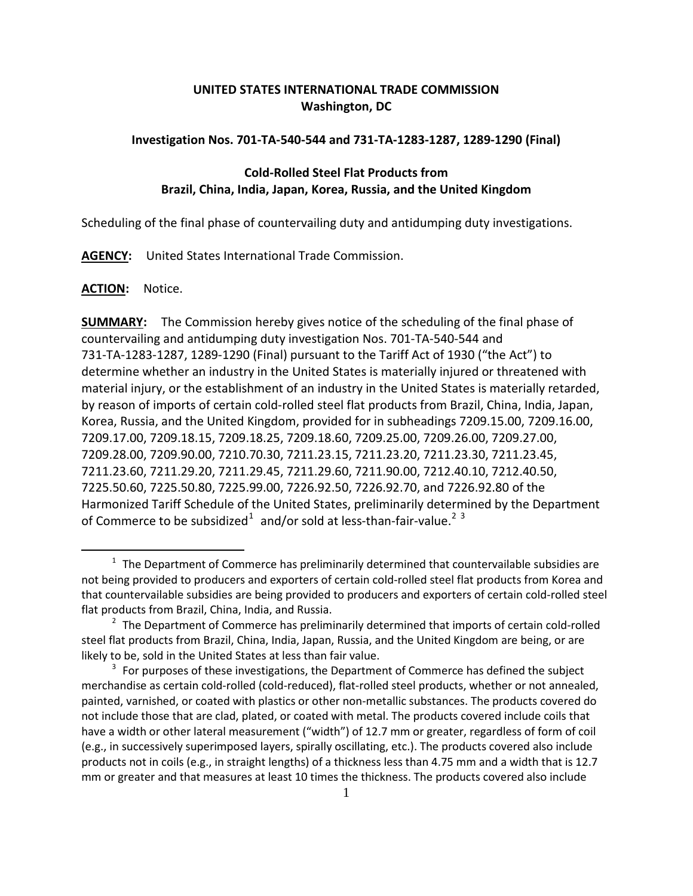**UNITED STATES INTERNATIONAL TRADE COMMISSION**
**Washington, DC**

**Investigation Nos. 701-TA-540-544 and 731-TA-1283-1287, 1289-1290 (Final)**

**Cold-Rolled Steel Flat Products from Brazil, China, India, Japan, Korea, Russia, and the United Kingdom**

Scheduling of the final phase of countervailing duty and antidumping duty investigations.

**AGENCY:** United States International Trade Commission.

**ACTION:** Notice.

**SUMMARY:** The Commission hereby gives notice of the scheduling of the final phase of countervailing and antidumping duty investigation Nos. 701-TA-540-544 and 731-TA-1283-1287, 1289-1290 (Final) pursuant to the Tariff Act of 1930 ("the Act") to determine whether an industry in the United States is materially injured or threatened with material injury, or the establishment of an industry in the United States is materially retarded, by reason of imports of certain cold-rolled steel flat products from Brazil, China, India, Japan, Korea, Russia, and the United Kingdom, provided for in subheadings 7209.15.00, 7209.16.00, 7209.17.00, 7209.18.15, 7209.18.25, 7209.18.60, 7209.25.00, 7209.26.00, 7209.27.00, 7209.28.00, 7209.90.00, 7210.70.30, 7211.23.15, 7211.23.20, 7211.23.30, 7211.23.45, 7211.23.60, 7211.29.20, 7211.29.45, 7211.29.60, 7211.90.00, 7212.40.10, 7212.40.50, 7225.50.60, 7225.50.80, 7225.99.00, 7226.92.50, 7226.92.70, and 7226.92.80 of the Harmonized Tariff Schedule of the United States, preliminarily determined by the Department of Commerce to be subsidized[1] and/or sold at less-than-fair-value.[2] [3]

---

[1] The Department of Commerce has preliminarily determined that countervailable subsidies are not being provided to producers and exporters of certain cold-rolled steel flat products from Korea and that countervailable subsidies are being provided to producers and exporters of certain cold-rolled steel flat products from Brazil, China, India, and Russia.

[2] The Department of Commerce has preliminarily determined that imports of certain cold-rolled steel flat products from Brazil, China, India, Japan, Russia, and the United Kingdom are being, or are likely to be, sold in the United States at less than fair value.

[3] For purposes of these investigations, the Department of Commerce has defined the subject merchandise as certain cold-rolled (cold-reduced), flat-rolled steel products, whether or not annealed, painted, varnished, or coated with plastics or other non-metallic substances. The products covered do not include those that are clad, plated, or coated with metal. The products covered include coils that have a width or other lateral measurement ("width") of 12.7 mm or greater, regardless of form of coil (e.g., in successively superimposed layers, spirally oscillating, etc.). The products covered also include products not in coils (e.g., in straight lengths) of a thickness less than 4.75 mm and a width that is 12.7 mm or greater and that measures at least 10 times the thickness. The products covered also include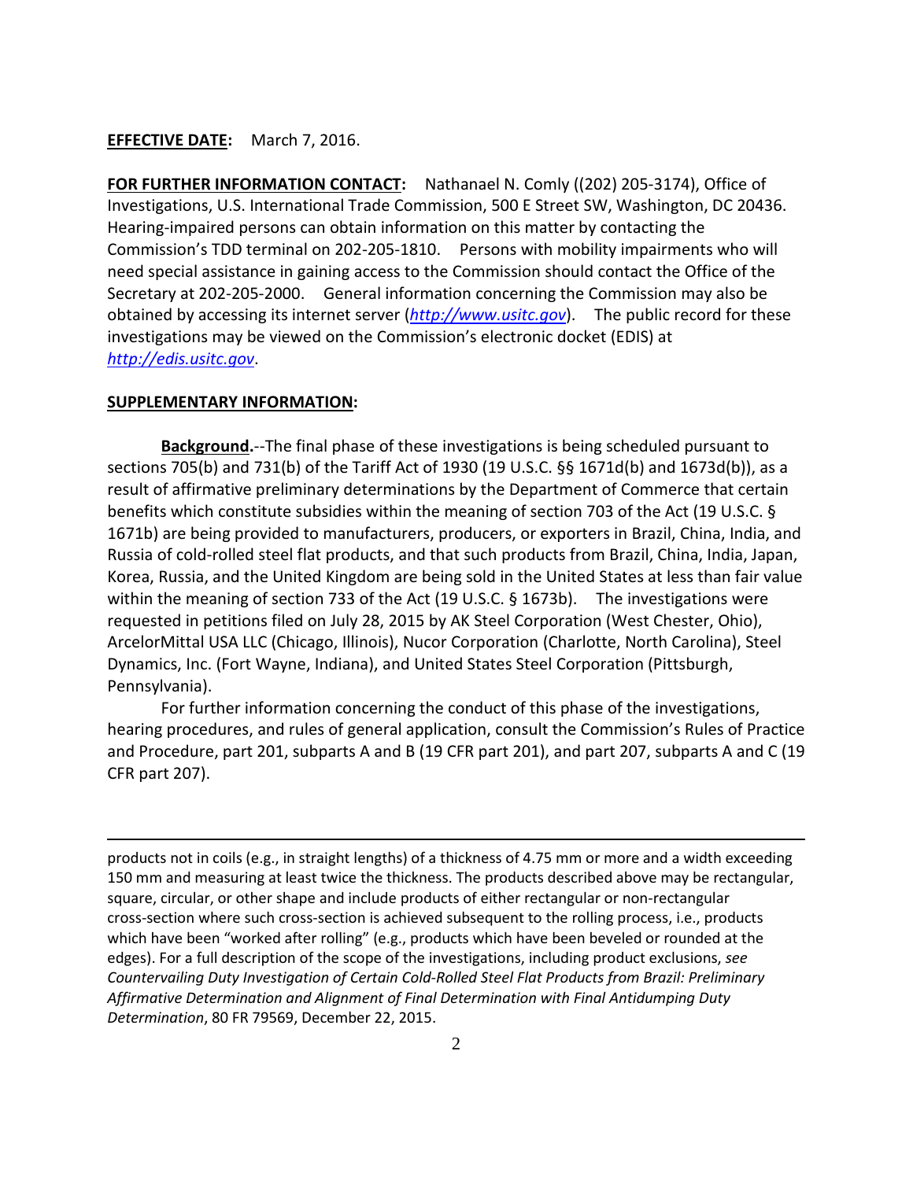**EFFECTIVE DATE:** March 7, 2016.

**FOR FURTHER INFORMATION CONTACT:** Nathanael N. Comly ((202) 205-3174), Office of Investigations, U.S. International Trade Commission, 500 E Street SW, Washington, DC 20436. Hearing-impaired persons can obtain information on this matter by contacting the Commission's TDD terminal on 202-205-1810. Persons with mobility impairments who will need special assistance in gaining access to the Commission should contact the Office of the Secretary at 202-205-2000. General information concerning the Commission may also be obtained by accessing its internet server (*http://www.usitc.gov*). The public record for these investigations may be viewed on the Commission's electronic docket (EDIS) at *http://edis.usitc.gov*.

**SUPPLEMENTARY INFORMATION:**

**Background.**--The final phase of these investigations is being scheduled pursuant to sections 705(b) and 731(b) of the Tariff Act of 1930 (19 U.S.C. §§ 1671d(b) and 1673d(b)), as a result of affirmative preliminary determinations by the Department of Commerce that certain benefits which constitute subsidies within the meaning of section 703 of the Act (19 U.S.C. § 1671b) are being provided to manufacturers, producers, or exporters in Brazil, China, India, and Russia of cold-rolled steel flat products, and that such products from Brazil, China, India, Japan, Korea, Russia, and the United Kingdom are being sold in the United States at less than fair value within the meaning of section 733 of the Act (19 U.S.C. § 1673b). The investigations were requested in petitions filed on July 28, 2015 by AK Steel Corporation (West Chester, Ohio), ArcelorMittal USA LLC (Chicago, Illinois), Nucor Corporation (Charlotte, North Carolina), Steel Dynamics, Inc. (Fort Wayne, Indiana), and United States Steel Corporation (Pittsburgh, Pennsylvania).

For further information concerning the conduct of this phase of the investigations, hearing procedures, and rules of general application, consult the Commission's Rules of Practice and Procedure, part 201, subparts A and B (19 CFR part 201), and part 207, subparts A and C (19 CFR part 207).

---

products not in coils (e.g., in straight lengths) of a thickness of 4.75 mm or more and a width exceeding 150 mm and measuring at least twice the thickness. The products described above may be rectangular, square, circular, or other shape and include products of either rectangular or non-rectangular cross-section where such cross-section is achieved subsequent to the rolling process, i.e., products which have been "worked after rolling" (e.g., products which have been beveled or rounded at the edges). For a full description of the scope of the investigations, including product exclusions, *see Countervailing Duty Investigation of Certain Cold-Rolled Steel Flat Products from Brazil: Preliminary Affirmative Determination and Alignment of Final Determination with Final Antidumping Duty Determination*, 80 FR 79569, December 22, 2015.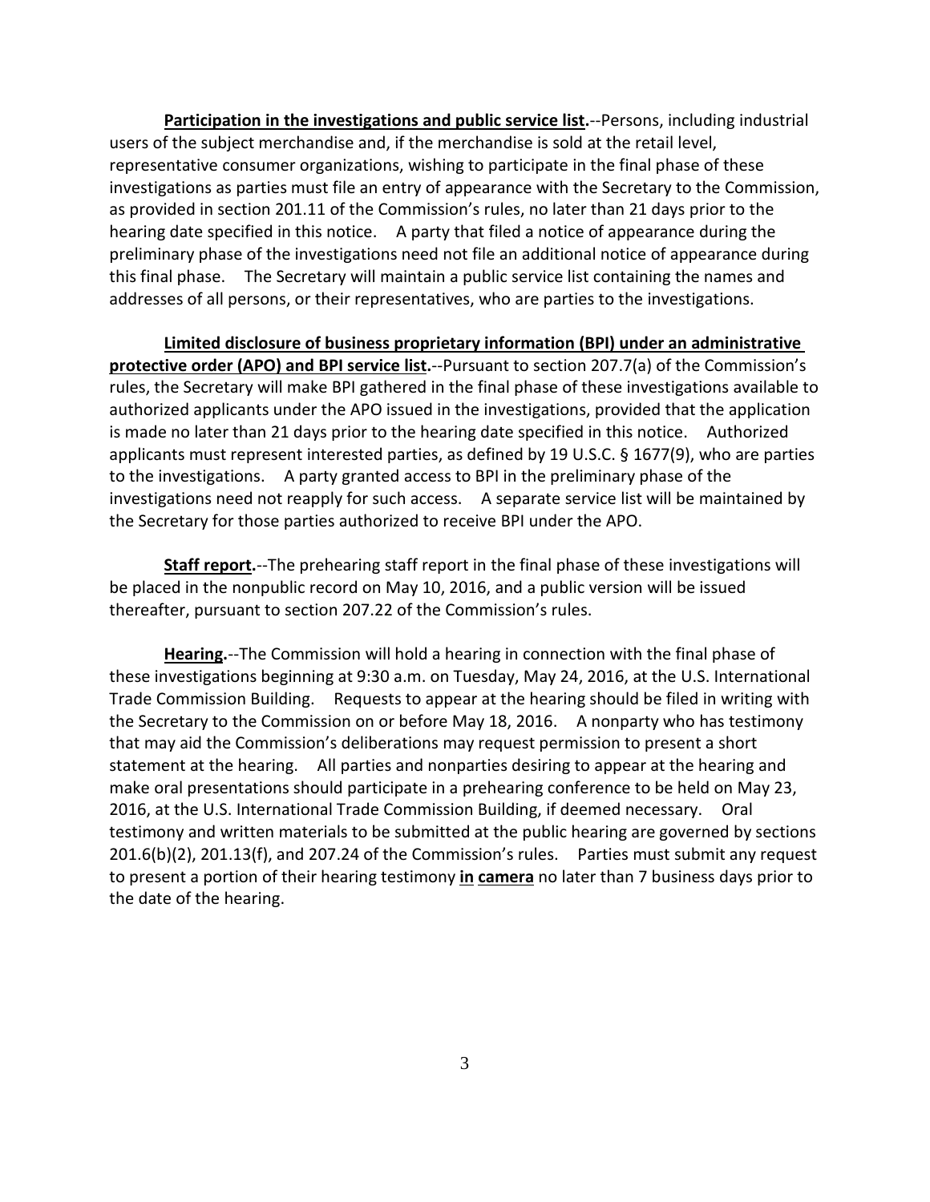**Participation in the investigations and public service list.**--Persons, including industrial users of the subject merchandise and, if the merchandise is sold at the retail level, representative consumer organizations, wishing to participate in the final phase of these investigations as parties must file an entry of appearance with the Secretary to the Commission, as provided in section 201.11 of the Commission's rules, no later than 21 days prior to the hearing date specified in this notice. A party that filed a notice of appearance during the preliminary phase of the investigations need not file an additional notice of appearance during this final phase. The Secretary will maintain a public service list containing the names and addresses of all persons, or their representatives, who are parties to the investigations.

**Limited disclosure of business proprietary information (BPI) under an administrative protective order (APO) and BPI service list.**--Pursuant to section 207.7(a) of the Commission's rules, the Secretary will make BPI gathered in the final phase of these investigations available to authorized applicants under the APO issued in the investigations, provided that the application is made no later than 21 days prior to the hearing date specified in this notice. Authorized applicants must represent interested parties, as defined by 19 U.S.C. § 1677(9), who are parties to the investigations. A party granted access to BPI in the preliminary phase of the investigations need not reapply for such access. A separate service list will be maintained by the Secretary for those parties authorized to receive BPI under the APO.

**Staff report.**--The prehearing staff report in the final phase of these investigations will be placed in the nonpublic record on May 10, 2016, and a public version will be issued thereafter, pursuant to section 207.22 of the Commission's rules.

**Hearing.**--The Commission will hold a hearing in connection with the final phase of these investigations beginning at 9:30 a.m. on Tuesday, May 24, 2016, at the U.S. International Trade Commission Building. Requests to appear at the hearing should be filed in writing with the Secretary to the Commission on or before May 18, 2016. A nonparty who has testimony that may aid the Commission's deliberations may request permission to present a short statement at the hearing. All parties and nonparties desiring to appear at the hearing and make oral presentations should participate in a prehearing conference to be held on May 23, 2016, at the U.S. International Trade Commission Building, if deemed necessary. Oral testimony and written materials to be submitted at the public hearing are governed by sections 201.6(b)(2), 201.13(f), and 207.24 of the Commission's rules. Parties must submit any request to present a portion of their hearing testimony **in camera** no later than 7 business days prior to the date of the hearing.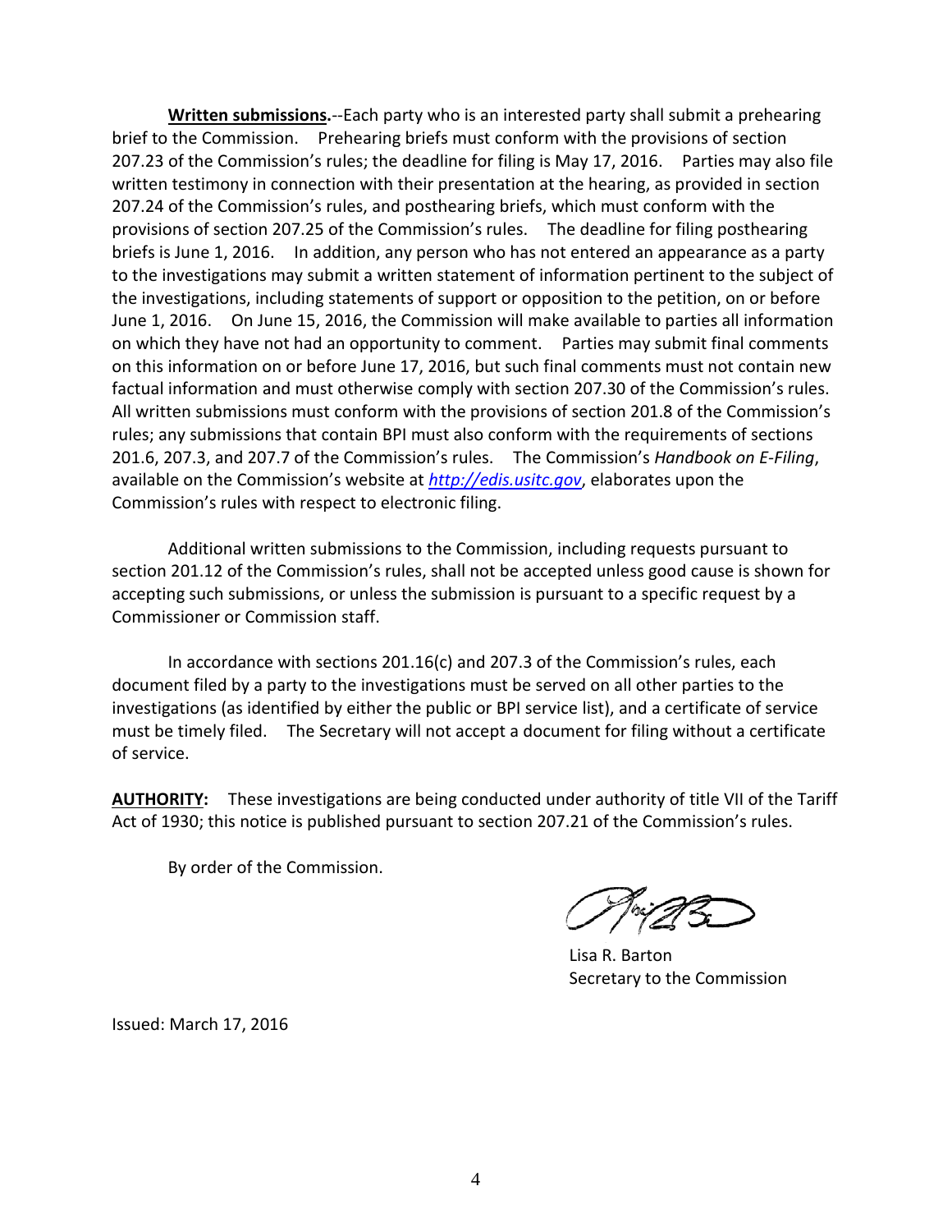**Written submissions.**--Each party who is an interested party shall submit a prehearing brief to the Commission. Prehearing briefs must conform with the provisions of section 207.23 of the Commission's rules; the deadline for filing is May 17, 2016. Parties may also file written testimony in connection with their presentation at the hearing, as provided in section 207.24 of the Commission's rules, and posthearing briefs, which must conform with the provisions of section 207.25 of the Commission's rules. The deadline for filing posthearing briefs is June 1, 2016. In addition, any person who has not entered an appearance as a party to the investigations may submit a written statement of information pertinent to the subject of the investigations, including statements of support or opposition to the petition, on or before June 1, 2016. On June 15, 2016, the Commission will make available to parties all information on which they have not had an opportunity to comment. Parties may submit final comments on this information on or before June 17, 2016, but such final comments must not contain new factual information and must otherwise comply with section 207.30 of the Commission's rules. All written submissions must conform with the provisions of section 201.8 of the Commission's rules; any submissions that contain BPI must also conform with the requirements of sections 201.6, 207.3, and 207.7 of the Commission's rules. The Commission's *Handbook on E-Filing*, available on the Commission's website at *http://edis.usitc.gov*, elaborates upon the Commission's rules with respect to electronic filing.

Additional written submissions to the Commission, including requests pursuant to section 201.12 of the Commission's rules, shall not be accepted unless good cause is shown for accepting such submissions, or unless the submission is pursuant to a specific request by a Commissioner or Commission staff.

In accordance with sections 201.16(c) and 207.3 of the Commission's rules, each document filed by a party to the investigations must be served on all other parties to the investigations (as identified by either the public or BPI service list), and a certificate of service must be timely filed. The Secretary will not accept a document for filing without a certificate of service.

**AUTHORITY:** These investigations are being conducted under authority of title VII of the Tariff Act of 1930; this notice is published pursuant to section 207.21 of the Commission's rules.

By order of the Commission.

Lisa R. Barton
Secretary to the Commission

Issued: March 17, 2016